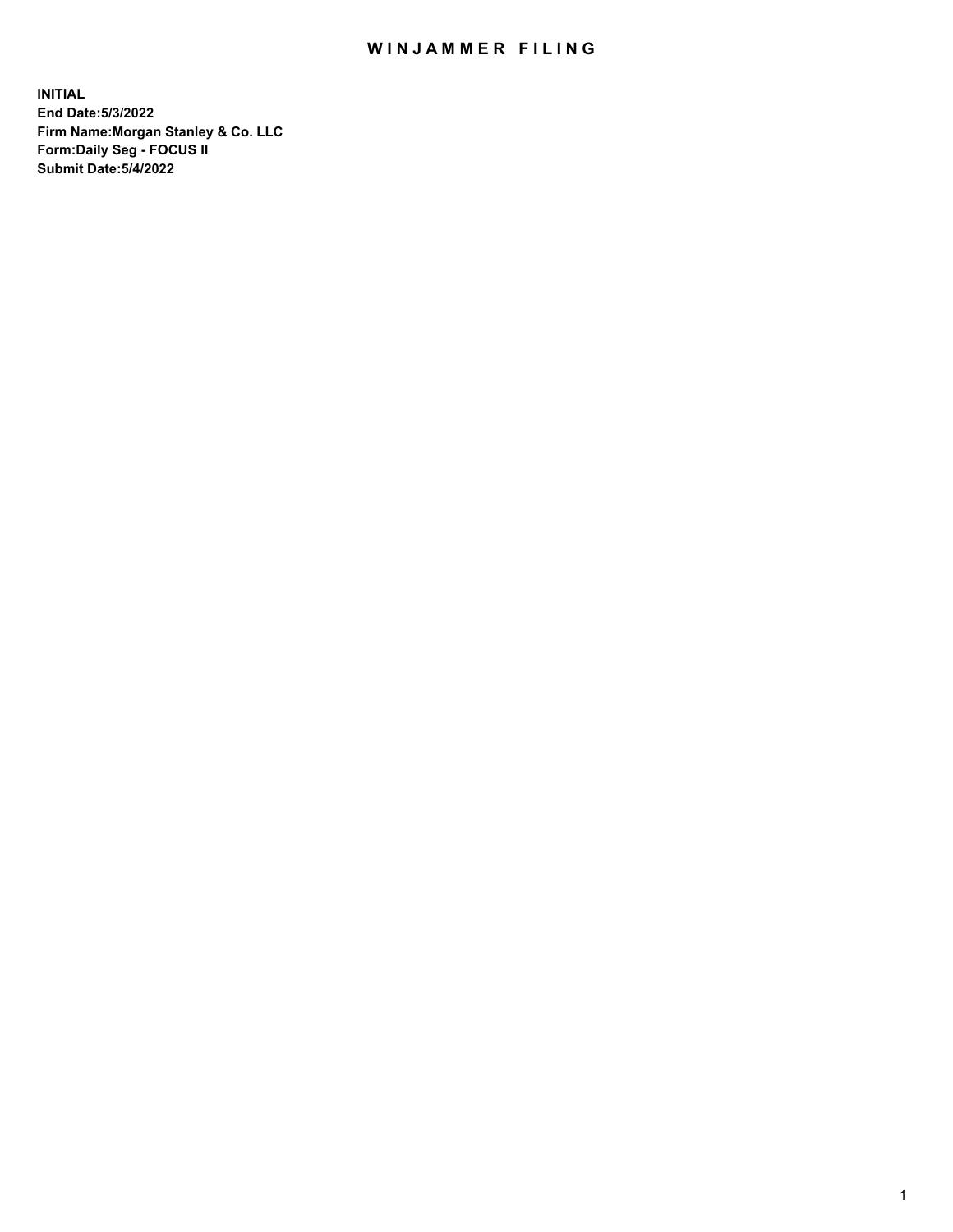# WINJAMMER FILING

**INITIAL**
**End Date:5/3/2022**
**Firm Name:Morgan Stanley & Co. LLC**
**Form:Daily Seg - FOCUS II**
**Submit Date:5/4/2022**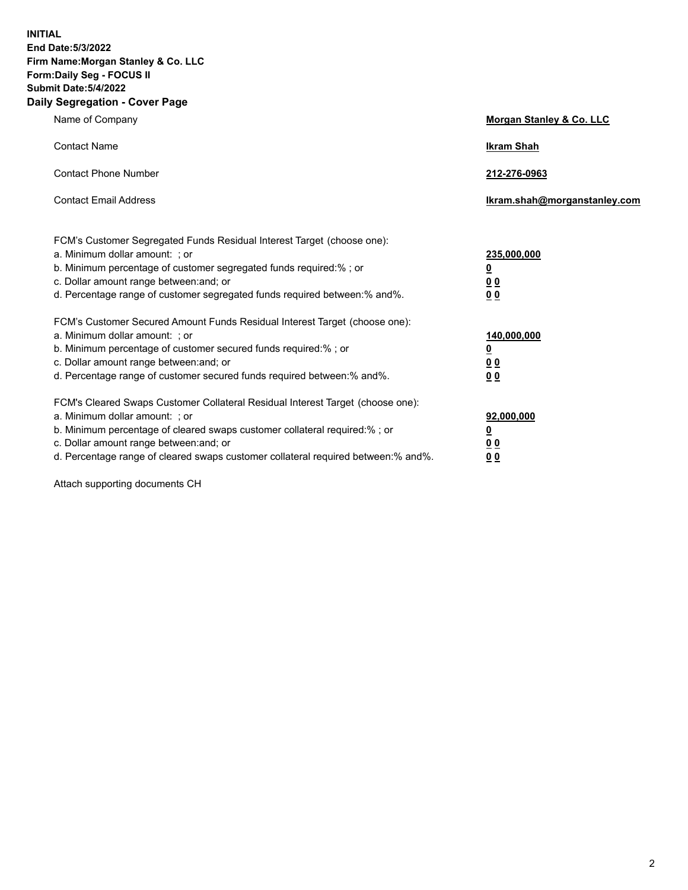**INITIAL**
**End Date:5/3/2022**
**Firm Name:Morgan Stanley & Co. LLC**
**Form:Daily Seg - FOCUS II**
**Submit Date:5/4/2022**

## Daily Segregation - Cover Page

| | |
|---|---|
| Name of Company | **Morgan Stanley & Co. LLC** |
| Contact Name | **Ikram Shah** |
| Contact Phone Number | **212-276-0963** |
| Contact Email Address | **Ikram.shah@morganstanley.com** |

| | |
|---|---|
| FCM's Customer Segregated Funds Residual Interest Target (choose one): | |
| a. Minimum dollar amount: ; or | **235,000,000** |
| b. Minimum percentage of customer segregated funds required:% ; or | **0** |
| c. Dollar amount range between:and; or | **0 0** |
| d. Percentage range of customer segregated funds required between:% and%. | **0 0** |

| | |
|---|---|
| FCM's Customer Secured Amount Funds Residual Interest Target (choose one): | |
| a. Minimum dollar amount: ; or | **140,000,000** |
| b. Minimum percentage of customer secured funds required:% ; or | **0** |
| c. Dollar amount range between:and; or | **0 0** |
| d. Percentage range of customer secured funds required between:% and%. | **0 0** |

| | |
|---|---|
| FCM's Cleared Swaps Customer Collateral Residual Interest Target (choose one): | |
| a. Minimum dollar amount: ; or | **92,000,000** |
| b. Minimum percentage of cleared swaps customer collateral required:% ; or | **0** |
| c. Dollar amount range between:and; or | **0 0** |
| d. Percentage range of cleared swaps customer collateral required between:% and%. | **0 0** |

Attach supporting documents CH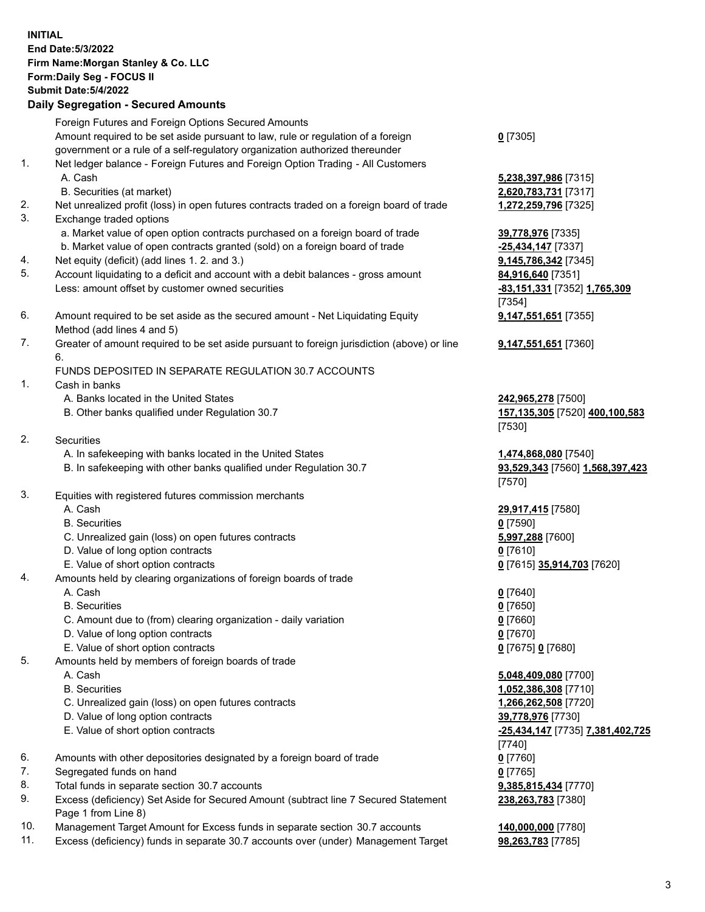**INITIAL**
**End Date:5/3/2022**
**Firm Name:Morgan Stanley & Co. LLC**
**Form:Daily Seg - FOCUS II**
**Submit Date:5/4/2022**

## Daily Segregation - Secured Amounts

| | | |
|---|---|---|
| | Foreign Futures and Foreign Options Secured Amounts | |
| | Amount required to be set aside pursuant to law, rule or regulation of a foreign government or a rule of a self-regulatory organization authorized thereunder | **0** [7305] |
| 1. | Net ledger balance - Foreign Futures and Foreign Option Trading - All Customers | |
| | A. Cash | **5,238,397,986** [7315] |
| | B. Securities (at market) | **2,620,783,731** [7317] |
| 2. | Net unrealized profit (loss) in open futures contracts traded on a foreign board of trade | **1,272,259,796** [7325] |
| 3. | Exchange traded options | |
| | a. Market value of open option contracts purchased on a foreign board of trade | **39,778,976** [7335] |
| | b. Market value of open contracts granted (sold) on a foreign board of trade | **-25,434,147** [7337] |
| 4. | Net equity (deficit) (add lines 1. 2. and 3.) | **9,145,786,342** [7345] |
| 5. | Account liquidating to a deficit and account with a debit balances - gross amount | **84,916,640** [7351] |
| | Less: amount offset by customer owned securities | **-83,151,331** [7352] **1,765,309** [7354] |
| 6. | Amount required to be set aside as the secured amount - Net Liquidating Equity Method (add lines 4 and 5) | **9,147,551,651** [7355] |
| 7. | Greater of amount required to be set aside pursuant to foreign jurisdiction (above) or line 6. | **9,147,551,651** [7360] |
| | FUNDS DEPOSITED IN SEPARATE REGULATION 30.7 ACCOUNTS | |
| 1. | Cash in banks | |
| | A. Banks located in the United States | **242,965,278** [7500] |
| | B. Other banks qualified under Regulation 30.7 | **157,135,305** [7520] **400,100,583** [7530] |
| 2. | Securities | |
| | A. In safekeeping with banks located in the United States | **1,474,868,080** [7540] |
| | B. In safekeeping with other banks qualified under Regulation 30.7 | **93,529,343** [7560] **1,568,397,423** [7570] |
| 3. | Equities with registered futures commission merchants | |
| | A. Cash | **29,917,415** [7580] |
| | B. Securities | **0** [7590] |
| | C. Unrealized gain (loss) on open futures contracts | **5,997,288** [7600] |
| | D. Value of long option contracts | **0** [7610] |
| | E. Value of short option contracts | **0** [7615] **35,914,703** [7620] |
| 4. | Amounts held by clearing organizations of foreign boards of trade | |
| | A. Cash | **0** [7640] |
| | B. Securities | **0** [7650] |
| | C. Amount due to (from) clearing organization - daily variation | **0** [7660] |
| | D. Value of long option contracts | **0** [7670] |
| | E. Value of short option contracts | **0** [7675] **0** [7680] |
| 5. | Amounts held by members of foreign boards of trade | |
| | A. Cash | **5,048,409,080** [7700] |
| | B. Securities | **1,052,386,308** [7710] |
| | C. Unrealized gain (loss) on open futures contracts | **1,266,262,508** [7720] |
| | D. Value of long option contracts | **39,778,976** [7730] |
| | E. Value of short option contracts | **-25,434,147** [7735] **7,381,402,725** [7740] |
| 6. | Amounts with other depositories designated by a foreign board of trade | **0** [7760] |
| 7. | Segregated funds on hand | **0** [7765] |
| 8. | Total funds in separate section 30.7 accounts | **9,385,815,434** [7770] |
| 9. | Excess (deficiency) Set Aside for Secured Amount (subtract line 7 Secured Statement Page 1 from Line 8) | **238,263,783** [7380] |
| 10. | Management Target Amount for Excess funds in separate section 30.7 accounts | **140,000,000** [7780] |
| 11. | Excess (deficiency) funds in separate 30.7 accounts over (under) Management Target | **98,263,783** [7785] |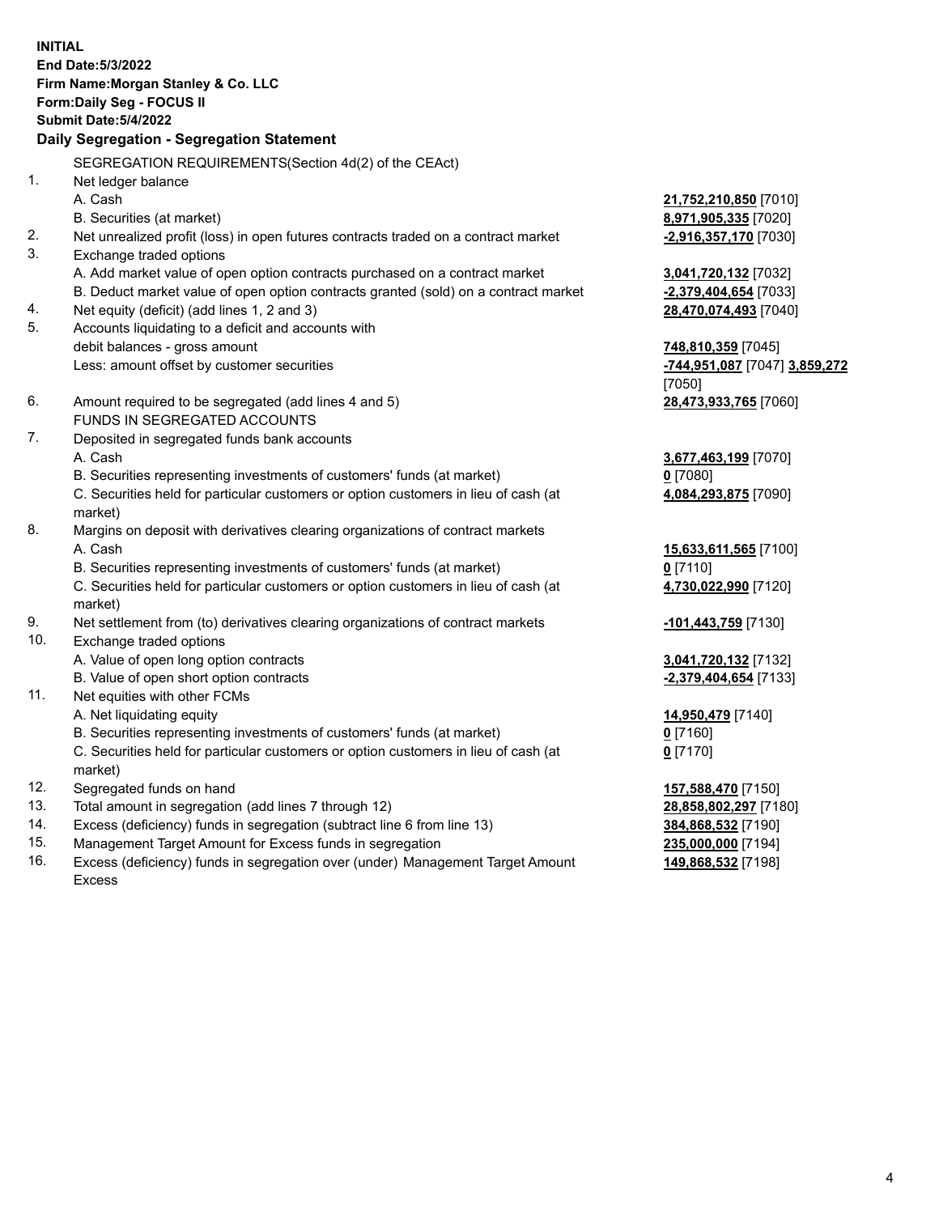**INITIAL**
**End Date:5/3/2022**
**Firm Name:Morgan Stanley & Co. LLC**
**Form:Daily Seg - FOCUS II**
**Submit Date:5/4/2022**

**Daily Segregation - Segregation Statement**

| | | |
|---|---|---|
| | SEGREGATION REQUIREMENTS(Section 4d(2) of the CEAct) | |
| 1. | Net ledger balance | |
| | A. Cash | **21,752,210,850** [7010] |
| | B. Securities (at market) | **8,971,905,335** [7020] |
| 2. | Net unrealized profit (loss) in open futures contracts traded on a contract market | **-2,916,357,170** [7030] |
| 3. | Exchange traded options | |
| | A. Add market value of open option contracts purchased on a contract market | **3,041,720,132** [7032] |
| | B. Deduct market value of open option contracts granted (sold) on a contract market | **-2,379,404,654** [7033] |
| 4. | Net equity (deficit) (add lines 1, 2 and 3) | **28,470,074,493** [7040] |
| 5. | Accounts liquidating to a deficit and accounts with debit balances - gross amount | **748,810,359** [7045] |
| | Less: amount offset by customer securities | **-744,951,087** [7047] **3,859,272** [7050] |
| 6. | Amount required to be segregated (add lines 4 and 5) | **28,473,933,765** [7060] |
| | FUNDS IN SEGREGATED ACCOUNTS | |
| 7. | Deposited in segregated funds bank accounts | |
| | A. Cash | **3,677,463,199** [7070] |
| | B. Securities representing investments of customers' funds (at market) | **0** [7080] |
| | C. Securities held for particular customers or option customers in lieu of cash (at market) | **4,084,293,875** [7090] |
| 8. | Margins on deposit with derivatives clearing organizations of contract markets | |
| | A. Cash | **15,633,611,565** [7100] |
| | B. Securities representing investments of customers' funds (at market) | **0** [7110] |
| | C. Securities held for particular customers or option customers in lieu of cash (at market) | **4,730,022,990** [7120] |
| 9. | Net settlement from (to) derivatives clearing organizations of contract markets | **-101,443,759** [7130] |
| 10. | Exchange traded options | |
| | A. Value of open long option contracts | **3,041,720,132** [7132] |
| | B. Value of open short option contracts | **-2,379,404,654** [7133] |
| 11. | Net equities with other FCMs | |
| | A. Net liquidating equity | **14,950,479** [7140] |
| | B. Securities representing investments of customers' funds (at market) | **0** [7160] |
| | C. Securities held for particular customers or option customers in lieu of cash (at market) | **0** [7170] |
| 12. | Segregated funds on hand | **157,588,470** [7150] |
| 13. | Total amount in segregation (add lines 7 through 12) | **28,858,802,297** [7180] |
| 14. | Excess (deficiency) funds in segregation (subtract line 6 from line 13) | **384,868,532** [7190] |
| 15. | Management Target Amount for Excess funds in segregation | **235,000,000** [7194] |
| 16. | Excess (deficiency) funds in segregation over (under) Management Target Amount Excess | **149,868,532** [7198] |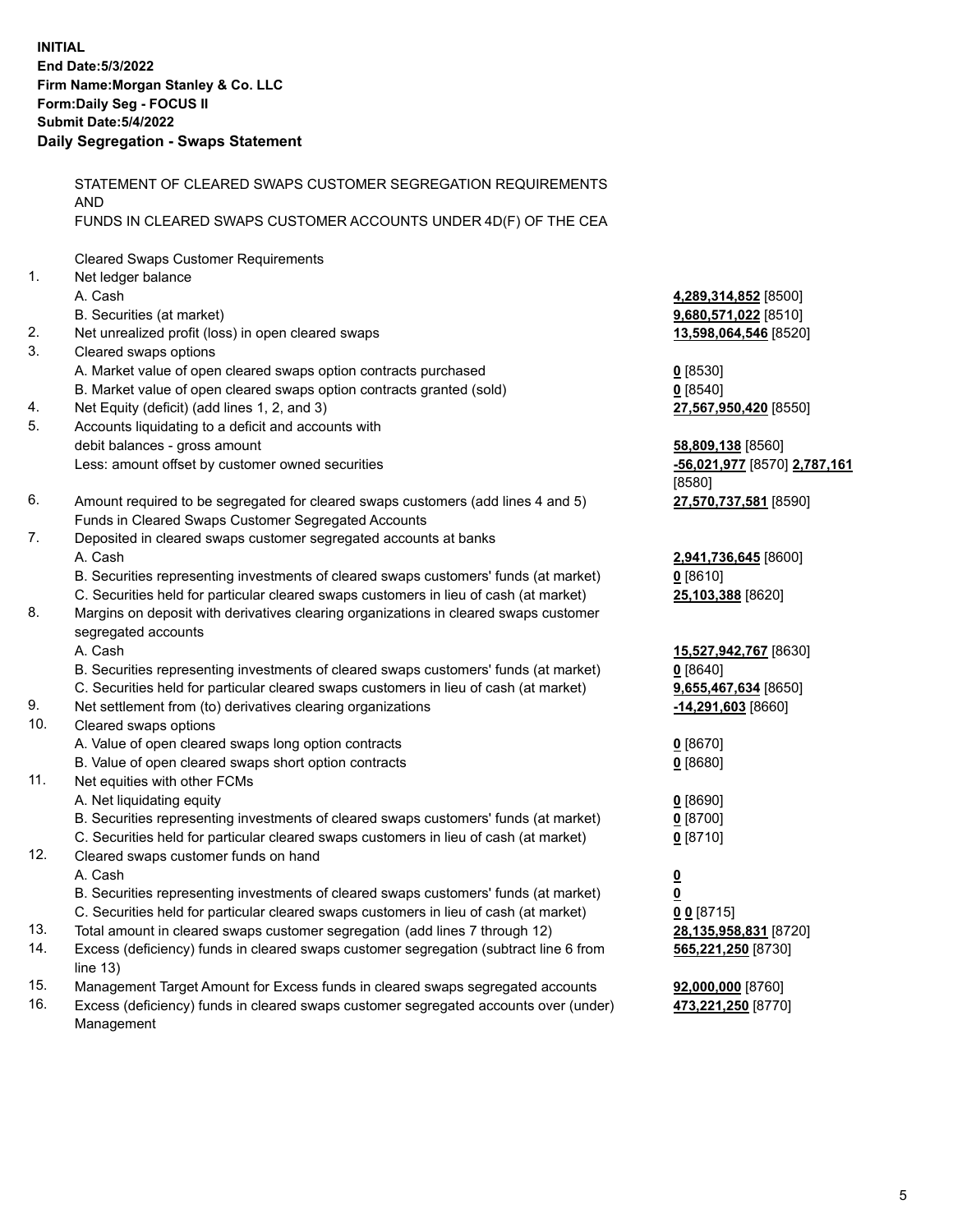**INITIAL**
**End Date:5/3/2022**
**Firm Name:Morgan Stanley & Co. LLC**
**Form:Daily Seg - FOCUS II**
**Submit Date:5/4/2022**
**Daily Segregation - Swaps Statement**

STATEMENT OF CLEARED SWAPS CUSTOMER SEGREGATION REQUIREMENTS AND
FUNDS IN CLEARED SWAPS CUSTOMER ACCOUNTS UNDER 4D(F) OF THE CEA

| | | |
|---|---|---|
| | Cleared Swaps Customer Requirements | |
| 1. | Net ledger balance | |
| | A. Cash | **4,289,314,852** [8500] |
| | B. Securities (at market) | **9,680,571,022** [8510] |
| 2. | Net unrealized profit (loss) in open cleared swaps | **13,598,064,546** [8520] |
| 3. | Cleared swaps options | |
| | A. Market value of open cleared swaps option contracts purchased | **0** [8530] |
| | B. Market value of open cleared swaps option contracts granted (sold) | **0** [8540] |
| 4. | Net Equity (deficit) (add lines 1, 2, and 3) | **27,567,950,420** [8550] |
| 5. | Accounts liquidating to a deficit and accounts with debit balances - gross amount | **58,809,138** [8560] |
| | Less: amount offset by customer owned securities | **-56,021,977** [8570] **2,787,161** [8580] |
| 6. | Amount required to be segregated for cleared swaps customers (add lines 4 and 5) | **27,570,737,581** [8590] |
| | Funds in Cleared Swaps Customer Segregated Accounts | |
| 7. | Deposited in cleared swaps customer segregated accounts at banks | |
| | A. Cash | **2,941,736,645** [8600] |
| | B. Securities representing investments of cleared swaps customers' funds (at market) | **0** [8610] |
| | C. Securities held for particular cleared swaps customers in lieu of cash (at market) | **25,103,388** [8620] |
| 8. | Margins on deposit with derivatives clearing organizations in cleared swaps customer segregated accounts | |
| | A. Cash | **15,527,942,767** [8630] |
| | B. Securities representing investments of cleared swaps customers' funds (at market) | **0** [8640] |
| | C. Securities held for particular cleared swaps customers in lieu of cash (at market) | **9,655,467,634** [8650] |
| 9. | Net settlement from (to) derivatives clearing organizations | **-14,291,603** [8660] |
| 10. | Cleared swaps options | |
| | A. Value of open cleared swaps long option contracts | **0** [8670] |
| | B. Value of open cleared swaps short option contracts | **0** [8680] |
| 11. | Net equities with other FCMs | |
| | A. Net liquidating equity | **0** [8690] |
| | B. Securities representing investments of cleared swaps customers' funds (at market) | **0** [8700] |
| | C. Securities held for particular cleared swaps customers in lieu of cash (at market) | **0** [8710] |
| 12. | Cleared swaps customer funds on hand | |
| | A. Cash | **0** |
| | B. Securities representing investments of cleared swaps customers' funds (at market) | **0** |
| | C. Securities held for particular cleared swaps customers in lieu of cash (at market) | **0** **0** [8715] |
| 13. | Total amount in cleared swaps customer segregation (add lines 7 through 12) | **28,135,958,831** [8720] |
| 14. | Excess (deficiency) funds in cleared swaps customer segregation (subtract line 6 from line 13) | **565,221,250** [8730] |
| 15. | Management Target Amount for Excess funds in cleared swaps segregated accounts | **92,000,000** [8760] |
| 16. | Excess (deficiency) funds in cleared swaps customer segregated accounts over (under) Management | **473,221,250** [8770] |